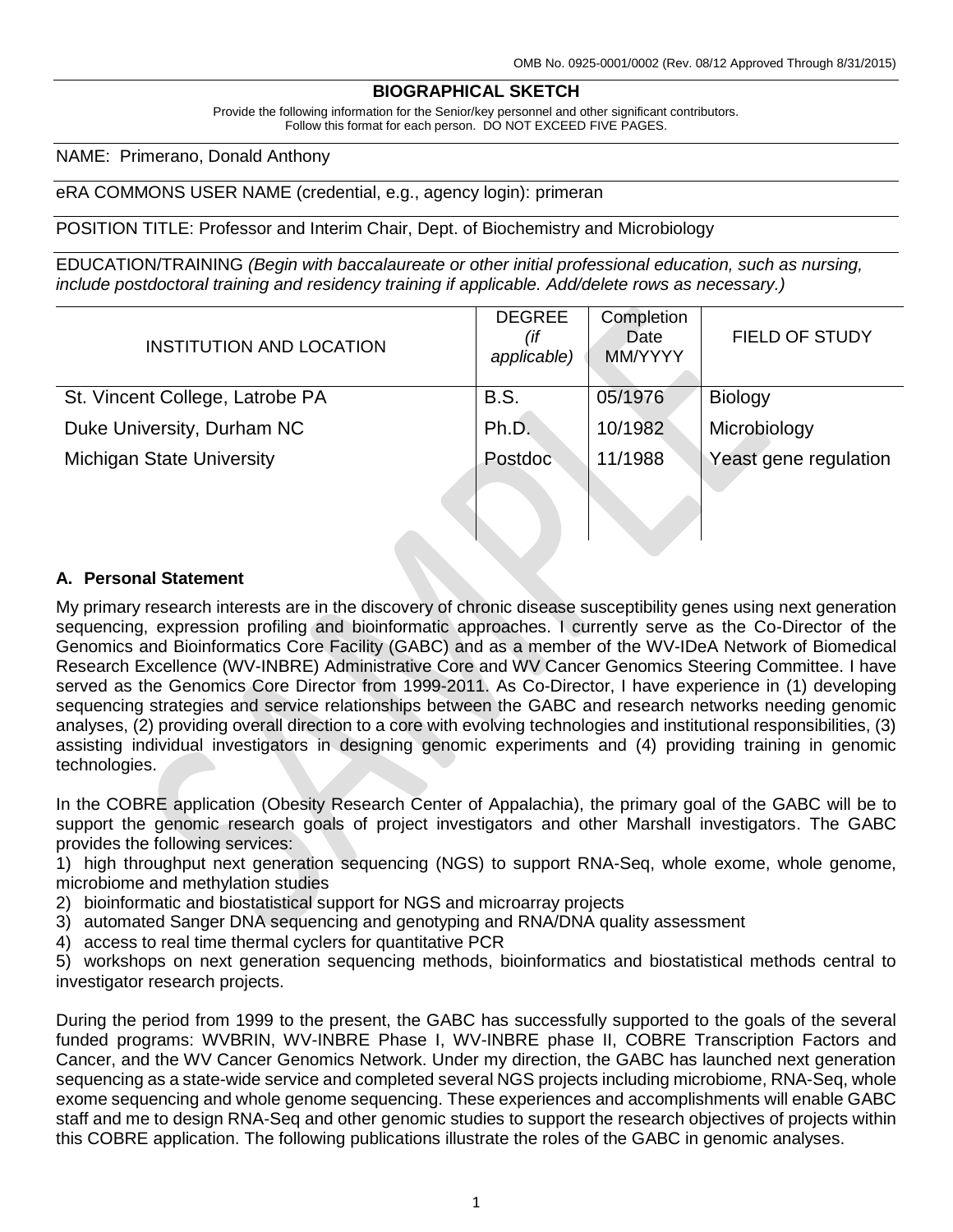OMB No. 0925-0001/0002 (Rev. 08/12 Approved Through 8/31/2015)

## BIOGRAPHICAL SKETCH

Provide the following information for the Senior/key personnel and other significant contributors.
Follow this format for each person. DO NOT EXCEED FIVE PAGES.

NAME: Primerano, Donald Anthony

eRA COMMONS USER NAME (credential, e.g., agency login): primeran

POSITION TITLE: Professor and Interim Chair, Dept. of Biochemistry and Microbiology

EDUCATION/TRAINING *(Begin with baccalaureate or other initial professional education, such as nursing, include postdoctoral training and residency training if applicable. Add/delete rows as necessary.)*

| INSTITUTION AND LOCATION | DEGREE *(if applicable)* | Completion Date MM/YYYY | FIELD OF STUDY |
|---|---|---|---|
| St. Vincent College, Latrobe PA | B.S. | 05/1976 | Biology |
| Duke University, Durham NC | Ph.D. | 10/1982 | Microbiology |
| Michigan State University | Postdoc | 11/1988 | Yeast gene regulation |

### A. Personal Statement

My primary research interests are in the discovery of chronic disease susceptibility genes using next generation sequencing, expression profiling and bioinformatic approaches. I currently serve as the Co-Director of the Genomics and Bioinformatics Core Facility (GABC) and as a member of the WV-IDeA Network of Biomedical Research Excellence (WV-INBRE) Administrative Core and WV Cancer Genomics Steering Committee. I have served as the Genomics Core Director from 1999-2011. As Co-Director, I have experience in (1) developing sequencing strategies and service relationships between the GABC and research networks needing genomic analyses, (2) providing overall direction to a core with evolving technologies and institutional responsibilities, (3) assisting individual investigators in designing genomic experiments and (4) providing training in genomic technologies.

In the COBRE application (Obesity Research Center of Appalachia), the primary goal of the GABC will be to support the genomic research goals of project investigators and other Marshall investigators. The GABC provides the following services:

1) high throughput next generation sequencing (NGS) to support RNA-Seq, whole exome, whole genome, microbiome and methylation studies
2) bioinformatic and biostatistical support for NGS and microarray projects
3) automated Sanger DNA sequencing and genotyping and RNA/DNA quality assessment
4) access to real time thermal cyclers for quantitative PCR
5) workshops on next generation sequencing methods, bioinformatics and biostatistical methods central to investigator research projects.

During the period from 1999 to the present, the GABC has successfully supported to the goals of the several funded programs: WVBRIN, WV-INBRE Phase I, WV-INBRE phase II, COBRE Transcription Factors and Cancer, and the WV Cancer Genomics Network. Under my direction, the GABC has launched next generation sequencing as a state-wide service and completed several NGS projects including microbiome, RNA-Seq, whole exome sequencing and whole genome sequencing. These experiences and accomplishments will enable GABC staff and me to design RNA-Seq and other genomic studies to support the research objectives of projects within this COBRE application. The following publications illustrate the roles of the GABC in genomic analyses.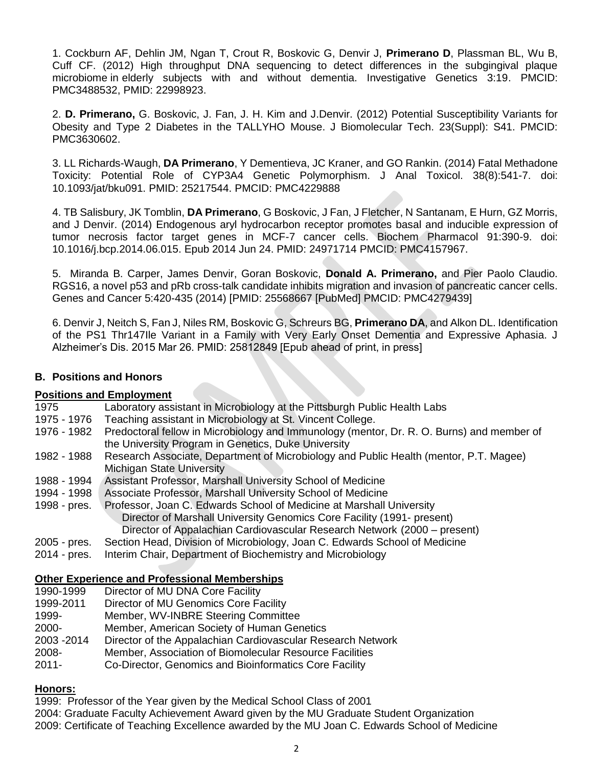1. Cockburn AF, Dehlin JM, Ngan T, Crout R, Boskovic G, Denvir J, **Primerano D**, Plassman BL, Wu B, Cuff CF. (2012) High throughput DNA sequencing to detect differences in the subgingival plaque microbiome in elderly subjects with and without dementia. Investigative Genetics 3:19. PMCID: PMC3488532, PMID: 22998923.

2. **D. Primerano,** G. Boskovic, J. Fan, J. H. Kim and J.Denvir. (2012) Potential Susceptibility Variants for Obesity and Type 2 Diabetes in the TALLYHO Mouse. J Biomolecular Tech. 23(Suppl): S41. PMCID: PMC3630602.

3. LL Richards-Waugh, **DA Primerano**, Y Dementieva, JC Kraner, and GO Rankin. (2014) Fatal Methadone Toxicity: Potential Role of CYP3A4 Genetic Polymorphism. J Anal Toxicol. 38(8):541-7. doi: 10.1093/jat/bku091. PMID: 25217544. PMCID: PMC4229888

4. TB Salisbury, JK Tomblin, **DA Primerano**, G Boskovic, J Fan, J Fletcher, N Santanam, E Hurn, GZ Morris, and J Denvir. (2014) Endogenous aryl hydrocarbon receptor promotes basal and inducible expression of tumor necrosis factor target genes in MCF-7 cancer cells. Biochem Pharmacol 91:390-9. doi: 10.1016/j.bcp.2014.06.015. Epub 2014 Jun 24. PMID: 24971714 PMCID: PMC4157967.

5. Miranda B. Carper, James Denvir, Goran Boskovic, **Donald A. Primerano,** and Pier Paolo Claudio. RGS16, a novel p53 and pRb cross-talk candidate inhibits migration and invasion of pancreatic cancer cells. Genes and Cancer 5:420-435 (2014) [PMID: 25568667 [PubMed] PMCID: PMC4279439]

6. Denvir J, Neitch S, Fan J, Niles RM, Boskovic G, Schreurs BG, **Primerano DA**, and Alkon DL. Identification of the PS1 Thr147Ile Variant in a Family with Very Early Onset Dementia and Expressive Aphasia. J Alzheimer's Dis. 2015 Mar 26. PMID: 25812849 [Epub ahead of print, in press]

## B. Positions and Honors

### Positions and Employment

| | |
|---|---|
| 1975 | Laboratory assistant in Microbiology at the Pittsburgh Public Health Labs |
| 1975 - 1976 | Teaching assistant in Microbiology at St. Vincent College. |
| 1976 - 1982 | Predoctoral fellow in Microbiology and Immunology (mentor, Dr. R. O. Burns) and member of the University Program in Genetics, Duke University |
| 1982 - 1988 | Research Associate, Department of Microbiology and Public Health (mentor, P.T. Magee) Michigan State University |
| 1988 - 1994 | Assistant Professor, Marshall University School of Medicine |
| 1994 - 1998 | Associate Professor, Marshall University School of Medicine |
| 1998 - pres. | Professor, Joan C. Edwards School of Medicine at Marshall University<br>Director of Marshall University Genomics Core Facility (1991- present)<br>Director of Appalachian Cardiovascular Research Network (2000 – present) |
| 2005 - pres. | Section Head, Division of Microbiology, Joan C. Edwards School of Medicine |
| 2014 - pres. | Interim Chair, Department of Biochemistry and Microbiology |

### Other Experience and Professional Memberships

| | |
|---|---|
| 1990-1999 | Director of MU DNA Core Facility |
| 1999-2011 | Director of MU Genomics Core Facility |
| 1999- | Member, WV-INBRE Steering Committee |
| 2000- | Member, American Society of Human Genetics |
| 2003 -2014 | Director of the Appalachian Cardiovascular Research Network |
| 2008- | Member, Association of Biomolecular Resource Facilities |
| 2011- | Co-Director, Genomics and Bioinformatics Core Facility |

### Honors:

1999: Professor of the Year given by the Medical School Class of 2001

2004: Graduate Faculty Achievement Award given by the MU Graduate Student Organization

2009: Certificate of Teaching Excellence awarded by the MU Joan C. Edwards School of Medicine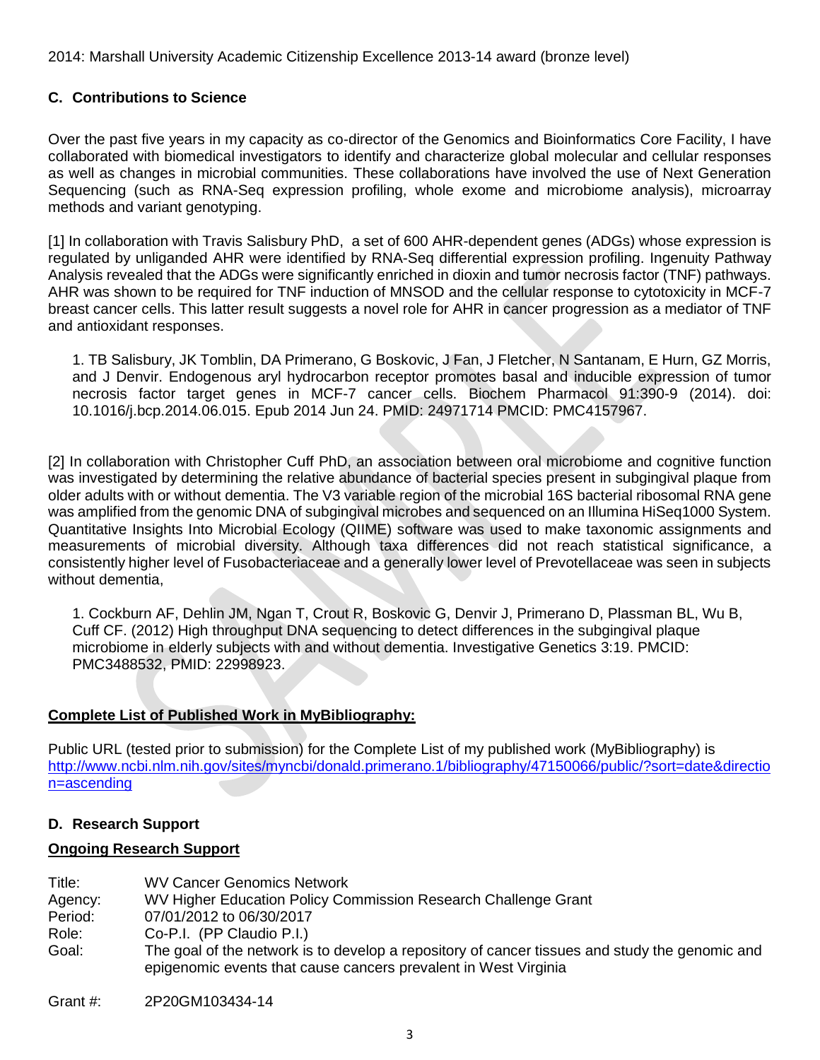2014: Marshall University Academic Citizenship Excellence 2013-14 award (bronze level)

## C. Contributions to Science

Over the past five years in my capacity as co-director of the Genomics and Bioinformatics Core Facility, I have collaborated with biomedical investigators to identify and characterize global molecular and cellular responses as well as changes in microbial communities. These collaborations have involved the use of Next Generation Sequencing (such as RNA-Seq expression profiling, whole exome and microbiome analysis), microarray methods and variant genotyping.

[1] In collaboration with Travis Salisbury PhD, a set of 600 AHR-dependent genes (ADGs) whose expression is regulated by unliganded AHR were identified by RNA-Seq differential expression profiling. Ingenuity Pathway Analysis revealed that the ADGs were significantly enriched in dioxin and tumor necrosis factor (TNF) pathways. AHR was shown to be required for TNF induction of MNSOD and the cellular response to cytotoxicity in MCF-7 breast cancer cells. This latter result suggests a novel role for AHR in cancer progression as a mediator of TNF and antioxidant responses.

1. TB Salisbury, JK Tomblin, DA Primerano, G Boskovic, J Fan, J Fletcher, N Santanam, E Hurn, GZ Morris, and J Denvir. Endogenous aryl hydrocarbon receptor promotes basal and inducible expression of tumor necrosis factor target genes in MCF-7 cancer cells. Biochem Pharmacol 91:390-9 (2014). doi: 10.1016/j.bcp.2014.06.015. Epub 2014 Jun 24. PMID: 24971714 PMCID: PMC4157967.

[2] In collaboration with Christopher Cuff PhD, an association between oral microbiome and cognitive function was investigated by determining the relative abundance of bacterial species present in subgingival plaque from older adults with or without dementia. The V3 variable region of the microbial 16S bacterial ribosomal RNA gene was amplified from the genomic DNA of subgingival microbes and sequenced on an Illumina HiSeq1000 System. Quantitative Insights Into Microbial Ecology (QIIME) software was used to make taxonomic assignments and measurements of microbial diversity. Although taxa differences did not reach statistical significance, a consistently higher level of Fusobacteriaceae and a generally lower level of Prevotellaceae was seen in subjects without dementia,

1. Cockburn AF, Dehlin JM, Ngan T, Crout R, Boskovic G, Denvir J, Primerano D, Plassman BL, Wu B, Cuff CF. (2012) High throughput DNA sequencing to detect differences in the subgingival plaque microbiome in elderly subjects with and without dementia. Investigative Genetics 3:19. PMCID: PMC3488532, PMID: 22998923.

**Complete List of Published Work in MyBibliography:**

Public URL (tested prior to submission) for the Complete List of my published work (MyBibliography) is http://www.ncbi.nlm.nih.gov/sites/myncbi/donald.primerano.1/bibliography/47150066/public/?sort=date&direction=ascending

## D. Research Support

**Ongoing Research Support**

| | |
|---|---|
| Title: | WV Cancer Genomics Network |
| Agency: | WV Higher Education Policy Commission Research Challenge Grant |
| Period: | 07/01/2012 to 06/30/2017 |
| Role: | Co-P.I. (PP Claudio P.I.) |
| Goal: | The goal of the network is to develop a repository of cancer tissues and study the genomic and epigenomic events that cause cancers prevalent in West Virginia |

| | |
|---|---|
| Grant #: | 2P20GM103434-14 |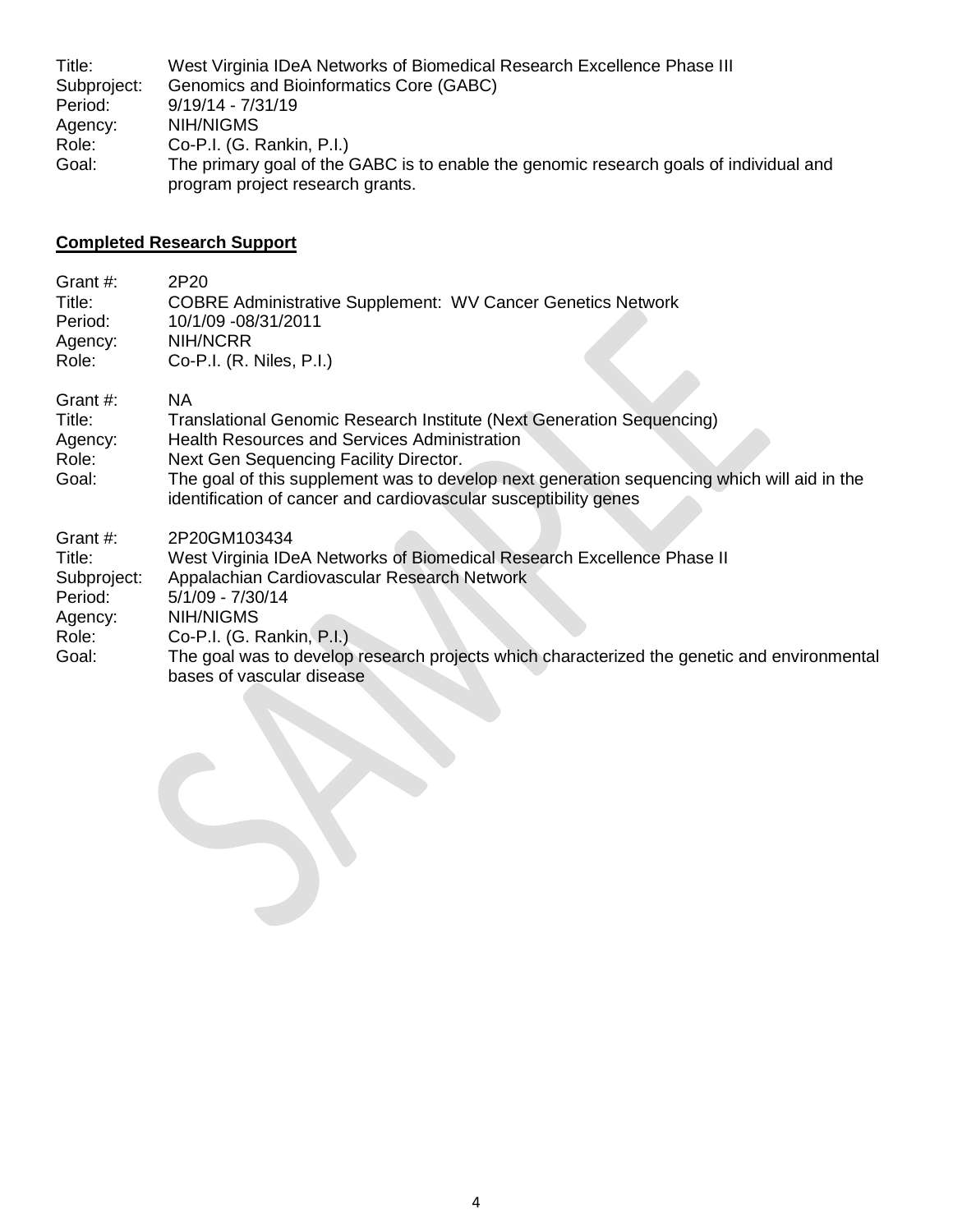Title: West Virginia IDeA Networks of Biomedical Research Excellence Phase III
Subproject: Genomics and Bioinformatics Core (GABC)
Period: 9/19/14 - 7/31/19
Agency: NIH/NIGMS
Role: Co-P.I. (G. Rankin, P.I.)
Goal: The primary goal of the GABC is to enable the genomic research goals of individual and program project research grants.

**Completed Research Support**

Grant #: 2P20
Title: COBRE Administrative Supplement: WV Cancer Genetics Network
Period: 10/1/09 -08/31/2011
Agency: NIH/NCRR
Role: Co-P.I. (R. Niles, P.I.)

Grant #: NA
Title: Translational Genomic Research Institute (Next Generation Sequencing)
Agency: Health Resources and Services Administration
Role: Next Gen Sequencing Facility Director.
Goal: The goal of this supplement was to develop next generation sequencing which will aid in the identification of cancer and cardiovascular susceptibility genes

Grant #: 2P20GM103434
Title: West Virginia IDeA Networks of Biomedical Research Excellence Phase II
Subproject: Appalachian Cardiovascular Research Network
Period: 5/1/09 - 7/30/14
Agency: NIH/NIGMS
Role: Co-P.I. (G. Rankin, P.I.)
Goal: The goal was to develop research projects which characterized the genetic and environmental bases of vascular disease